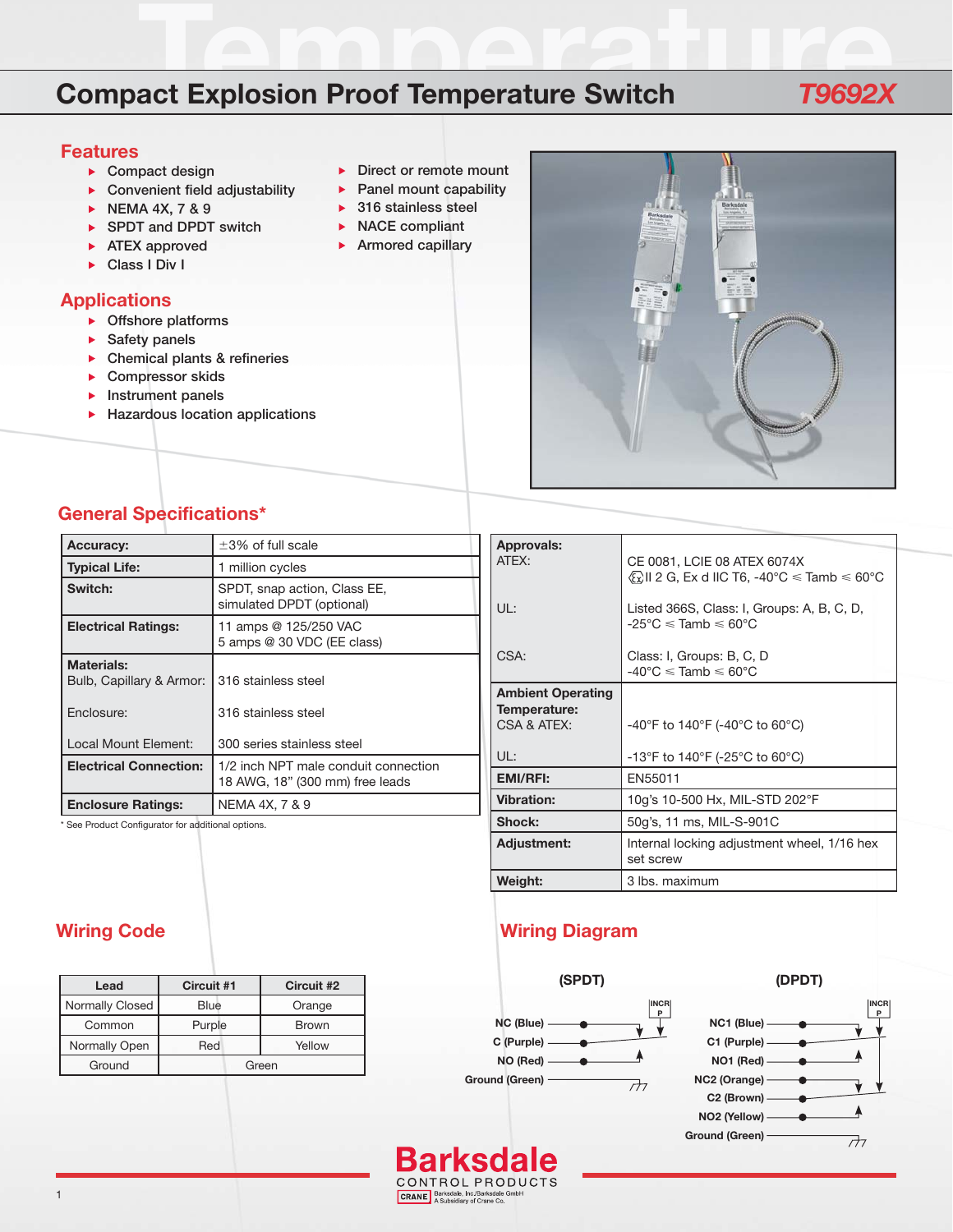# Compact Explosion Proof Temperature Switch

## T9692X

## Features

- Compact design
- Convenient field adjustability
- NEMA 4X, 7 & 9
- SPDT and DPDT switch
- ATEX approved
- Class I Div I
- Direct or remote mount
- Panel mount capability
- 316 stainless steel
- NACE compliant
- Armored capillary

## Applications

- Offshore platforms
- Safety panels
- Chemical plants & refineries
- Compressor skids
- Instrument panels
- Hazardous location applications

## General Specifications*

| | |
|---|---|
| **Accuracy:** | ±3% of full scale |
| **Typical Life:** | 1 million cycles |
| **Switch:** | SPDT, snap action, Class EE, simulated DPDT (optional) |
| **Electrical Ratings:** | 11 amps @ 125/250 VAC<br>5 amps @ 30 VDC (EE class) |
| **Materials:** | |
| Bulb, Capillary & Armor: | 316 stainless steel |
| Enclosure: | 316 stainless steel |
| Local Mount Element: | 300 series stainless steel |
| **Electrical Connection:** | 1/2 inch NPT male conduit connection<br>18 AWG, 18" (300 mm) free leads |
| **Enclosure Ratings:** | NEMA 4X, 7 & 9 |

\* See Product Configurator for additional options.

| | |
|---|---|
| **Approvals:** | |
| ATEX: | CE 0081, LCIE 08 ATEX 6074X<br>Ex II 2 G, Ex d IIC T6, -40°C ≤ Tamb ≤ 60°C |
| UL: | Listed 366S, Class: I, Groups: A, B, C, D,<br>-25°C ≤ Tamb ≤ 60°C |
| CSA: | Class: I, Groups: B, C, D<br>-40°C ≤ Tamb ≤ 60°C |
| **Ambient Operating Temperature:** | |
| CSA & ATEX: | -40°F to 140°F (-40°C to 60°C) |
| UL: | -13°F to 140°F (-25°C to 60°C) |
| **EMI/RFI:** | EN55011 |
| **Vibration:** | 10g's 10-500 Hx, MIL-STD 202°F |
| **Shock:** | 50g's, 11 ms, MIL-S-901C |
| **Adjustment:** | Internal locking adjustment wheel, 1/16 hex set screw |
| **Weight:** | 3 lbs. maximum |

## Wiring Code

| Lead | Circuit #1 | Circuit #2 |
|---|---|---|
| Normally Closed | Blue | Orange |
| Common | Purple | Brown |
| Normally Open | Red | Yellow |
| Ground | Green | |

## Wiring Diagram

**(SPDT)**

NC (Blue), C (Purple), NO (Red), Ground (Green) — INCR P

**(DPDT)**

NC1 (Blue), C1 (Purple), NO1 (Red), NC2 (Orange), C2 (Brown), NO2 (Yellow), Ground (Green) — INCR P

Barksdale CONTROL PRODUCTS
CRANE Barksdale, Inc./Barksdale GmbH A Subsidiary of Crane Co.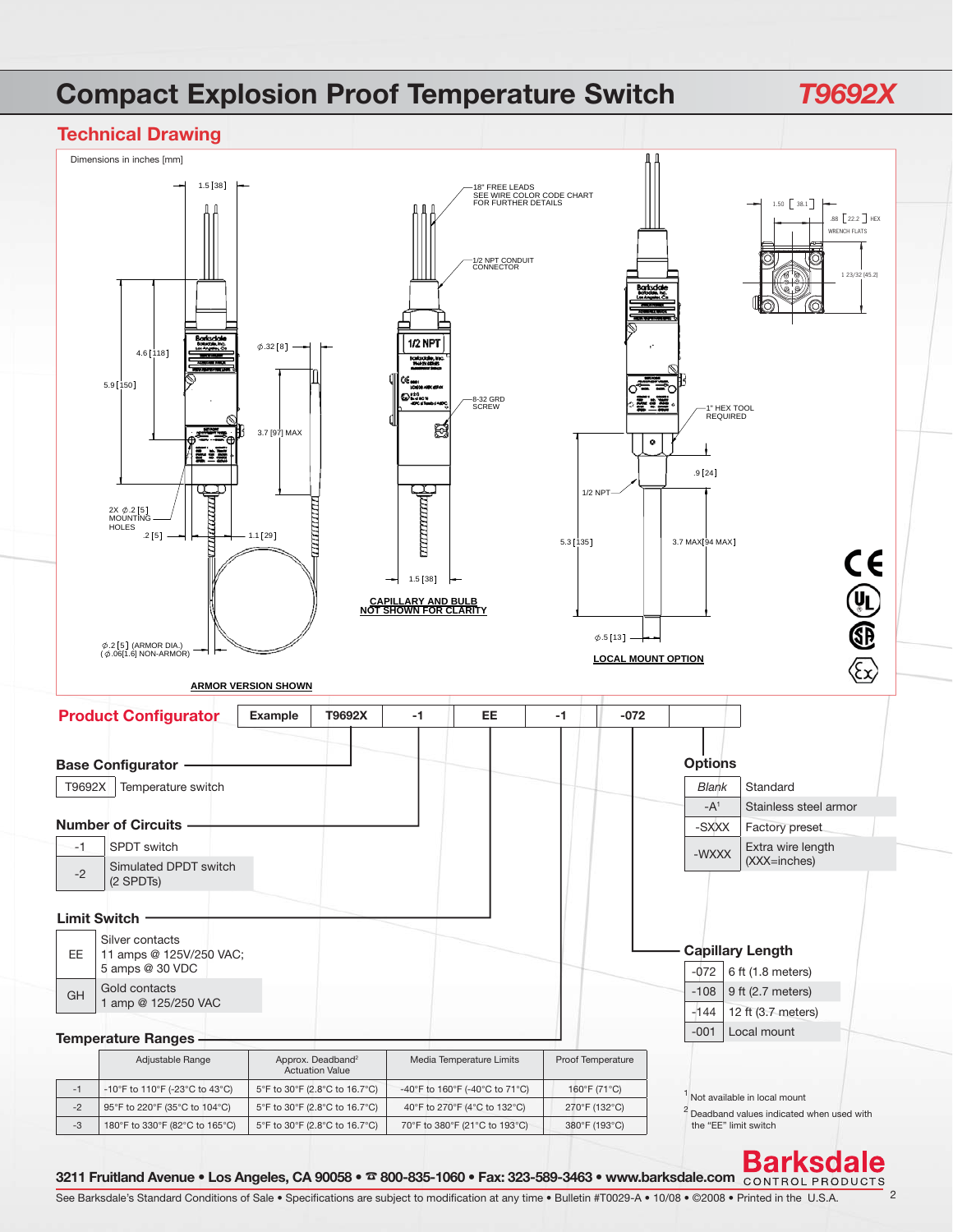# Compact Explosion Proof Temperature Switch

## *T9692X*

## Technical Drawing

Dimensions in inches [mm]

1.5 [38]

4.6 [118]

5.9 [150]

⌀.32 [8]

3.7 [97] MAX

2X ⌀.2 [5] MOUNTING HOLES

.2 [5]

1.1 [29]

⌀.2 [5] (ARMOR DIA.)
(⌀.06[1.6] NON-ARMOR)

ARMOR VERSION SHOWN

18" FREE LEADS
SEE WIRE COLOR CODE CHART FOR FURTHER DETAILS

1/2 NPT CONDUIT CONNECTOR

8-32 GRD SCREW

1.5 [38]

CAPILLARY AND BULB NOT SHOWN FOR CLARITY

1" HEX TOOL REQUIRED

.9 [24]

1/2 NPT

5.3 [135]

3.7 MAX[94 MAX]

⌀.5 [13]

LOCAL MOUNT OPTION

1.50 [38.1]

.88 [22.2] HEX WRENCH FLATS

1 23/32 [45.2]

## Product Configurator

| Example | T9692X | -1 | EE | -1 | -072 | |
|---|---|---|---|---|---|---|

### Base Configurator

| | |
|---|---|
| T9692X | Temperature switch |

### Number of Circuits

| | |
|---|---|
| -1 | SPDT switch |
| -2 | Simulated DPDT switch (2 SPDTs) |

### Limit Switch

| | |
|---|---|
| EE | Silver contacts<br>11 amps @ 125V/250 VAC;<br>5 amps @ 30 VDC |
| GH | Gold contacts<br>1 amp @ 125/250 VAC |

### Temperature Ranges

| | Adjustable Range | Approx. Deadband[2] Actuation Value | Media Temperature Limits | Proof Temperature |
|---|---|---|---|---|
| -1 | -10°F to 110°F (-23°C to 43°C) | 5°F to 30°F (2.8°C to 16.7°C) | -40°F to 160°F (-40°C to 71°C) | 160°F (71°C) |
| -2 | 95°F to 220°F (35°C to 104°C) | 5°F to 30°F (2.8°C to 16.7°C) | 40°F to 270°F (4°C to 132°C) | 270°F (132°C) |
| -3 | 180°F to 330°F (82°C to 165°C) | 5°F to 30°F (2.8°C to 16.7°C) | 70°F to 380°F (21°C to 193°C) | 380°F (193°C) |

### Options

| | |
|---|---|
| *Blank* | Standard |
| -A[1] | Stainless steel armor |
| -SXXX | Factory preset |
| -WXXX | Extra wire length (XXX=inches) |

### Capillary Length

| | |
|---|---|
| -072 | 6 ft (1.8 meters) |
| -108 | 9 ft (2.7 meters) |
| -144 | 12 ft (3.7 meters) |
| -001 | Local mount |

[1] Not available in local mount

[2] Deadband values indicated when used with the "EE" limit switch

3211 Fruitland Avenue • Los Angeles, CA 90058 • ☎ 800-835-1060 • Fax: 323-589-3463 • www.barksdale.com

**Barksdale** CONTROL PRODUCTS

See Barksdale's Standard Conditions of Sale • Specifications are subject to modification at any time • Bulletin #T0029-A • 10/08 • ©2008 • Printed in the U.S.A.